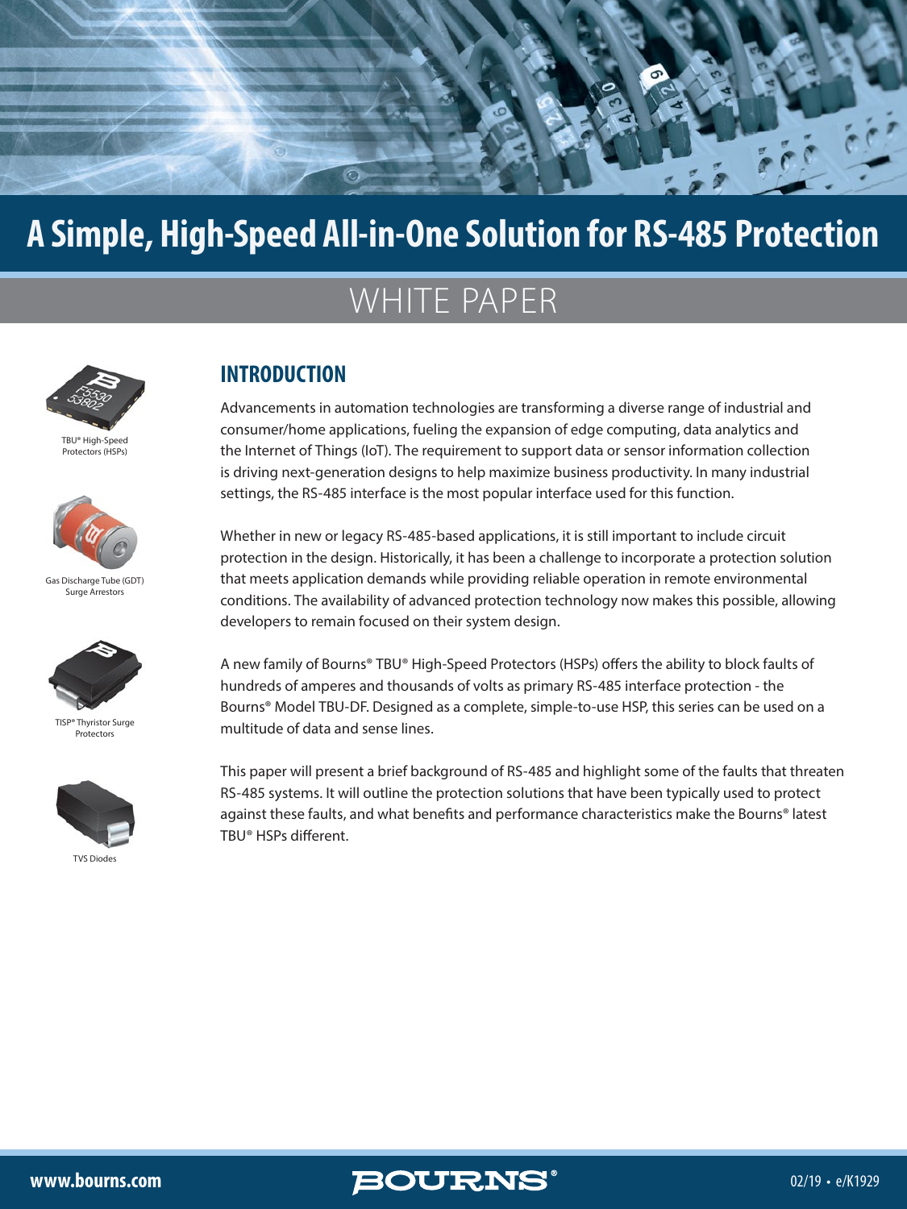# A Simple, High-Speed All-in-One Solution for RS-485 Protection

## WHITE PAPER

TBU® High-Speed Protectors (HSPs)

Gas Discharge Tube (GDT) Surge Arrestors

TISP® Thyristor Surge Protectors

TVS Diodes

## INTRODUCTION

Advancements in automation technologies are transforming a diverse range of industrial and consumer/home applications, fueling the expansion of edge computing, data analytics and the Internet of Things (IoT). The requirement to support data or sensor information collection is driving next-generation designs to help maximize business productivity. In many industrial settings, the RS-485 interface is the most popular interface used for this function.

Whether in new or legacy RS-485-based applications, it is still important to include circuit protection in the design. Historically, it has been a challenge to incorporate a protection solution that meets application demands while providing reliable operation in remote environmental conditions. The availability of advanced protection technology now makes this possible, allowing developers to remain focused on their system design.

A new family of Bourns® TBU® High-Speed Protectors (HSPs) offers the ability to block faults of hundreds of amperes and thousands of volts as primary RS-485 interface protection - the Bourns® Model TBU-DF. Designed as a complete, simple-to-use HSP, this series can be used on a multitude of data and sense lines.

This paper will present a brief background of RS-485 and highlight some of the faults that threaten RS-485 systems. It will outline the protection solutions that have been typically used to protect against these faults, and what benefits and performance characteristics make the Bourns® latest TBU® HSPs different.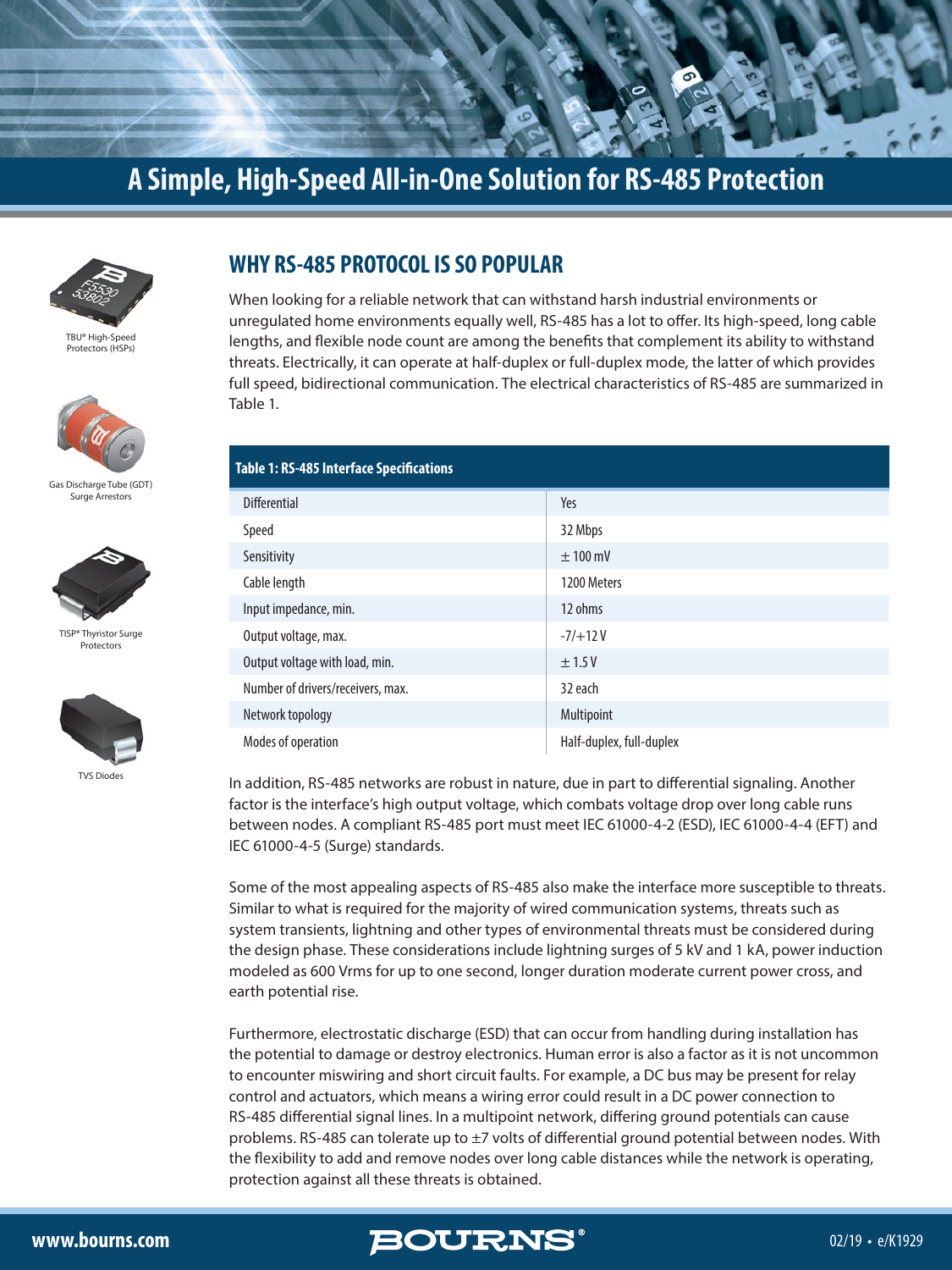# A Simple, High-Speed All-in-One Solution for RS-485 Protection

TBU® High-Speed Protectors (HSPs)

Gas Discharge Tube (GDT) Surge Arrestors

TISP® Thyristor Surge Protectors

TVS Diodes

## WHY RS-485 PROTOCOL IS SO POPULAR

When looking for a reliable network that can withstand harsh industrial environments or unregulated home environments equally well, RS-485 has a lot to offer. Its high-speed, long cable lengths, and flexible node count are among the benefits that complement its ability to withstand threats. Electrically, it can operate at half-duplex or full-duplex mode, the latter of which provides full speed, bidirectional communication. The electrical characteristics of RS-485 are summarized in Table 1.

**Table 1: RS-485 Interface Specifications**

| | |
|---|---|
| Differential | Yes |
| Speed | 32 Mbps |
| Sensitivity | ± 100 mV |
| Cable length | 1200 Meters |
| Input impedance, min. | 12 ohms |
| Output voltage, max. | -7/+12 V |
| Output voltage with load, min. | ± 1.5 V |
| Number of drivers/receivers, max. | 32 each |
| Network topology | Multipoint |
| Modes of operation | Half-duplex, full-duplex |

In addition, RS-485 networks are robust in nature, due in part to differential signaling. Another factor is the interface's high output voltage, which combats voltage drop over long cable runs between nodes. A compliant RS-485 port must meet IEC 61000-4-2 (ESD), IEC 61000-4-4 (EFT) and IEC 61000-4-5 (Surge) standards.

Some of the most appealing aspects of RS-485 also make the interface more susceptible to threats. Similar to what is required for the majority of wired communication systems, threats such as system transients, lightning and other types of environmental threats must be considered during the design phase. These considerations include lightning surges of 5 kV and 1 kA, power induction modeled as 600 Vrms for up to one second, longer duration moderate current power cross, and earth potential rise.

Furthermore, electrostatic discharge (ESD) that can occur from handling during installation has the potential to damage or destroy electronics. Human error is also a factor as it is not uncommon to encounter miswiring and short circuit faults. For example, a DC bus may be present for relay control and actuators, which means a wiring error could result in a DC power connection to RS-485 differential signal lines. In a multipoint network, differing ground potentials can cause problems. RS-485 can tolerate up to ±7 volts of differential ground potential between nodes. With the flexibility to add and remove nodes over long cable distances while the network is operating, protection against all these threats is obtained.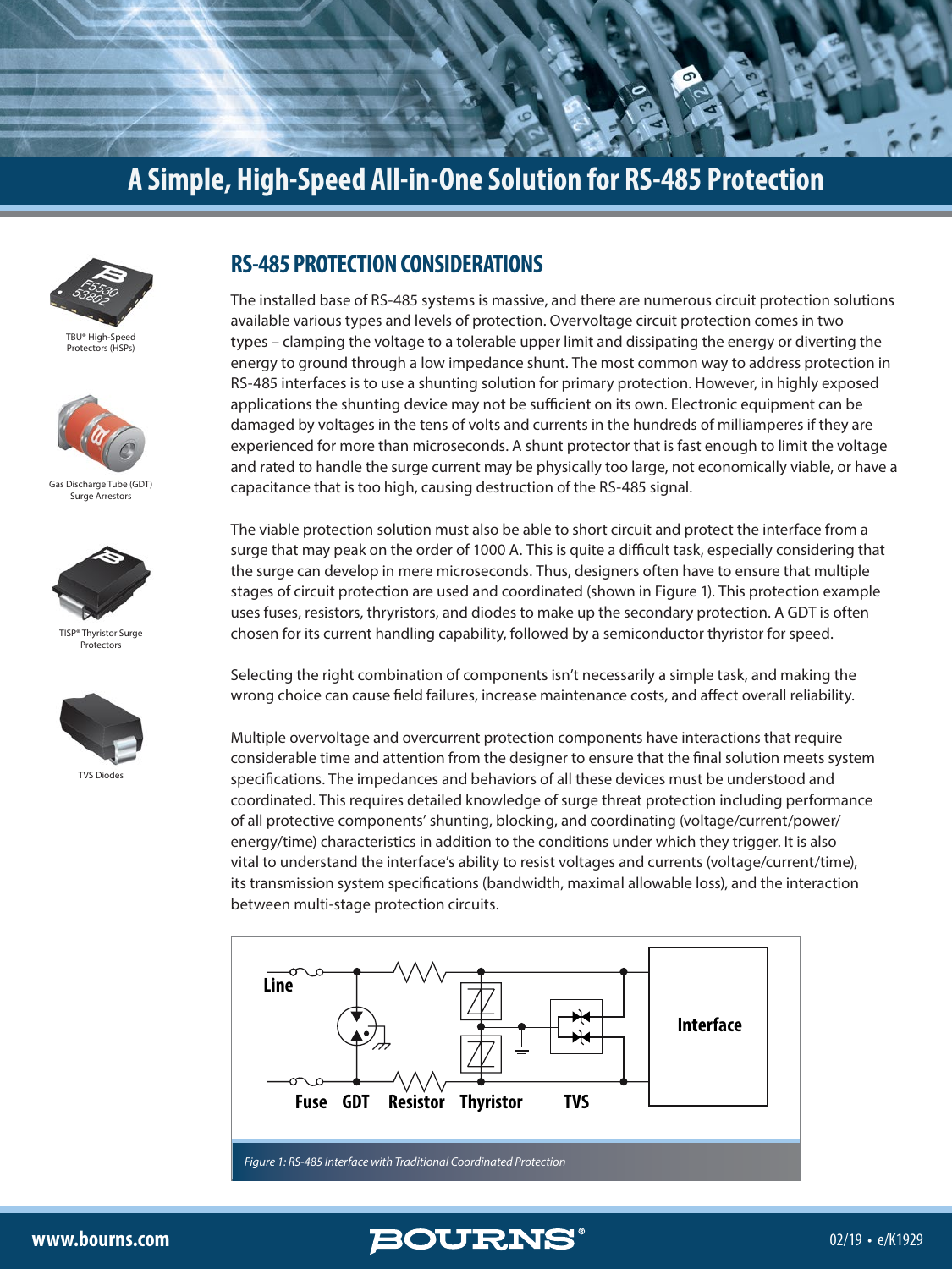# A Simple, High-Speed All-in-One Solution for RS-485 Protection

TBU® High-Speed Protectors (HSPs)

Gas Discharge Tube (GDT) Surge Arrestors

TISP® Thyristor Surge Protectors

TVS Diodes

## RS-485 PROTECTION CONSIDERATIONS

The installed base of RS-485 systems is massive, and there are numerous circuit protection solutions available various types and levels of protection. Overvoltage circuit protection comes in two types – clamping the voltage to a tolerable upper limit and dissipating the energy or diverting the energy to ground through a low impedance shunt. The most common way to address protection in RS-485 interfaces is to use a shunting solution for primary protection. However, in highly exposed applications the shunting device may not be sufficient on its own. Electronic equipment can be damaged by voltages in the tens of volts and currents in the hundreds of milliamperes if they are experienced for more than microseconds. A shunt protector that is fast enough to limit the voltage and rated to handle the surge current may be physically too large, not economically viable, or have a capacitance that is too high, causing destruction of the RS-485 signal.

The viable protection solution must also be able to short circuit and protect the interface from a surge that may peak on the order of 1000 A. This is quite a difficult task, especially considering that the surge can develop in mere microseconds. Thus, designers often have to ensure that multiple stages of circuit protection are used and coordinated (shown in Figure 1). This protection example uses fuses, resistors, thryristors, and diodes to make up the secondary protection. A GDT is often chosen for its current handling capability, followed by a semiconductor thyristor for speed.

Selecting the right combination of components isn't necessarily a simple task, and making the wrong choice can cause field failures, increase maintenance costs, and affect overall reliability.

Multiple overvoltage and overcurrent protection components have interactions that require considerable time and attention from the designer to ensure that the final solution meets system specifications. The impedances and behaviors of all these devices must be understood and coordinated. This requires detailed knowledge of surge threat protection including performance of all protective components' shunting, blocking, and coordinating (voltage/current/power/energy/time) characteristics in addition to the conditions under which they trigger. It is also vital to understand the interface's ability to resist voltages and currents (voltage/current/time), its transmission system specifications (bandwidth, maximal allowable loss), and the interaction between multi-stage protection circuits.

Line — Fuse — GDT — Resistor — Thyristor — TVS — Interface

*Figure 1: RS-485 Interface with Traditional Coordinated Protection*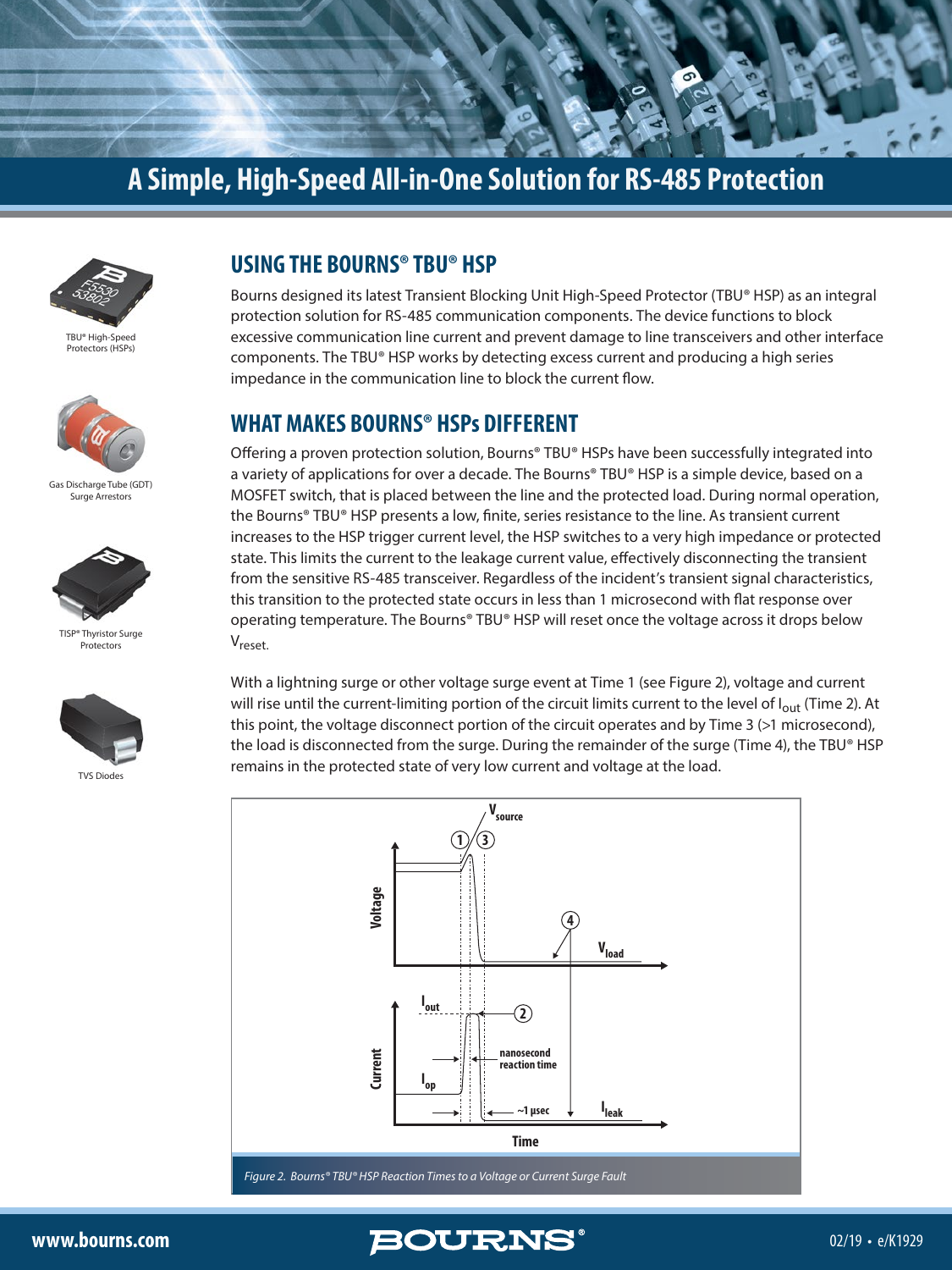# A Simple, High-Speed All-in-One Solution for RS-485 Protection

TBU® High-Speed Protectors (HSPs)

Gas Discharge Tube (GDT) Surge Arrestors

TISP® Thyristor Surge Protectors

TVS Diodes

## USING THE BOURNS® TBU® HSP

Bourns designed its latest Transient Blocking Unit High-Speed Protector (TBU® HSP) as an integral protection solution for RS-485 communication components. The device functions to block excessive communication line current and prevent damage to line transceivers and other interface components. The TBU® HSP works by detecting excess current and producing a high series impedance in the communication line to block the current flow.

## WHAT MAKES BOURNS® HSPs DIFFERENT

Offering a proven protection solution, Bourns® TBU® HSPs have been successfully integrated into a variety of applications for over a decade. The Bourns® TBU® HSP is a simple device, based on a MOSFET switch, that is placed between the line and the protected load. During normal operation, the Bourns® TBU® HSP presents a low, finite, series resistance to the line. As transient current increases to the HSP trigger current level, the HSP switches to a very high impedance or protected state. This limits the current to the leakage current value, effectively disconnecting the transient from the sensitive RS-485 transceiver. Regardless of the incident's transient signal characteristics, this transition to the protected state occurs in less than 1 microsecond with flat response over operating temperature. The Bourns® TBU® HSP will reset once the voltage across it drops below $V_{reset}$.

With a lightning surge or other voltage surge event at Time 1 (see Figure 2), voltage and current will rise until the current-limiting portion of the circuit limits current to the level of $I_{out}$ (Time 2). At this point, the voltage disconnect portion of the circuit operates and by Time 3 (>1 microsecond), the load is disconnected from the surge. During the remainder of the surge (Time 4), the TBU® HSP remains in the protected state of very low current and voltage at the load.

*Figure 2. Bourns® TBU® HSP Reaction Times to a Voltage or Current Surge Fault*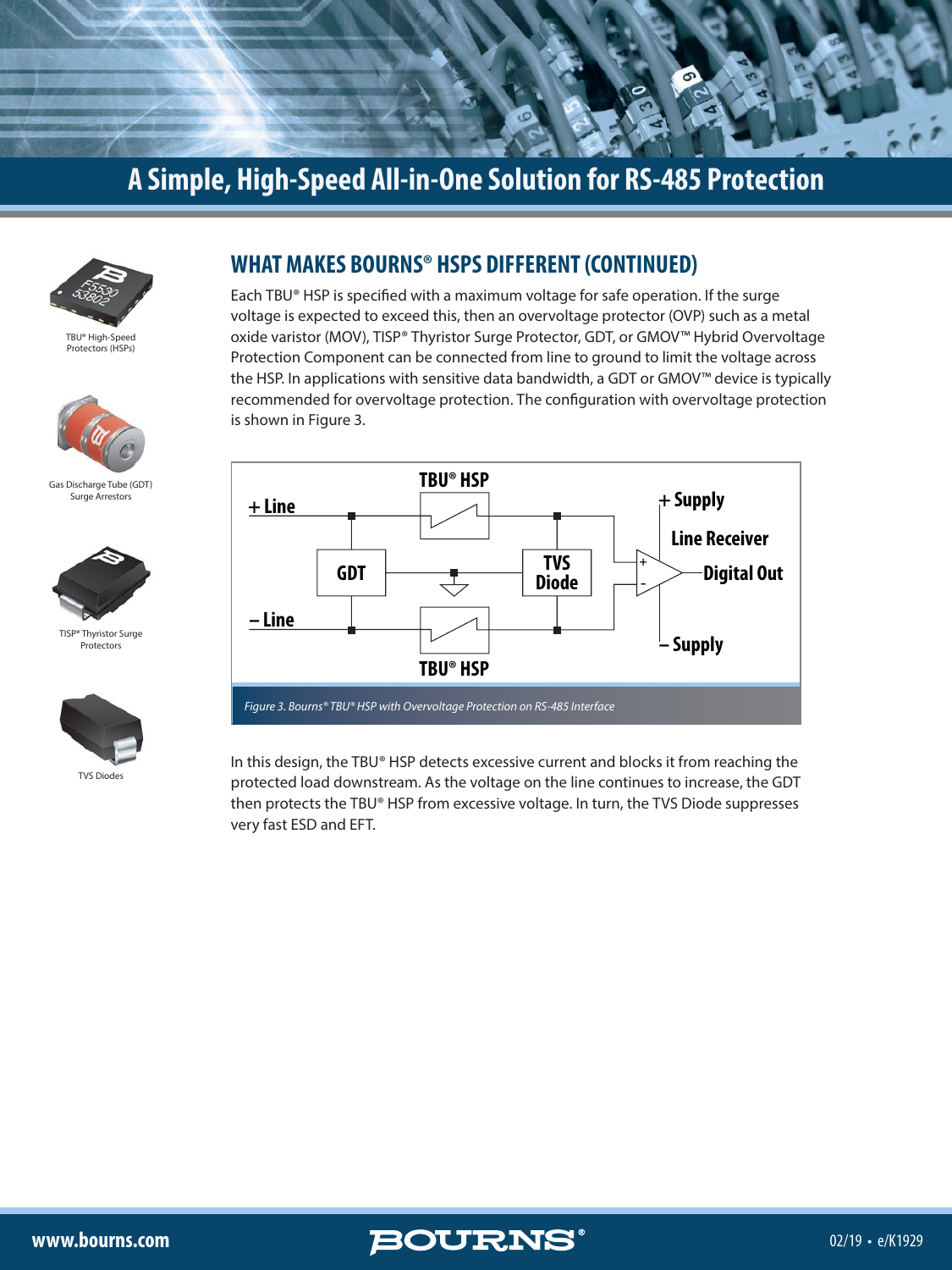# A Simple, High-Speed All-in-One Solution for RS-485 Protection

TBU® High-Speed Protectors (HSPs)

Gas Discharge Tube (GDT) Surge Arrestors

TISP® Thyristor Surge Protectors

TVS Diodes

## WHAT MAKES BOURNS® HSPS DIFFERENT (CONTINUED)

Each TBU® HSP is specified with a maximum voltage for safe operation. If the surge voltage is expected to exceed this, then an overvoltage protector (OVP) such as a metal oxide varistor (MOV), TISP® Thyristor Surge Protector, GDT, or GMOV™ Hybrid Overvoltage Protection Component can be connected from line to ground to limit the voltage across the HSP. In applications with sensitive data bandwidth, a GDT or GMOV™ device is typically recommended for overvoltage protection. The configuration with overvoltage protection is shown in Figure 3.

*Figure 3. Bourns® TBU® HSP with Overvoltage Protection on RS-485 Interface*

In this design, the TBU® HSP detects excessive current and blocks it from reaching the protected load downstream. As the voltage on the line continues to increase, the GDT then protects the TBU® HSP from excessive voltage. In turn, the TVS Diode suppresses very fast ESD and EFT.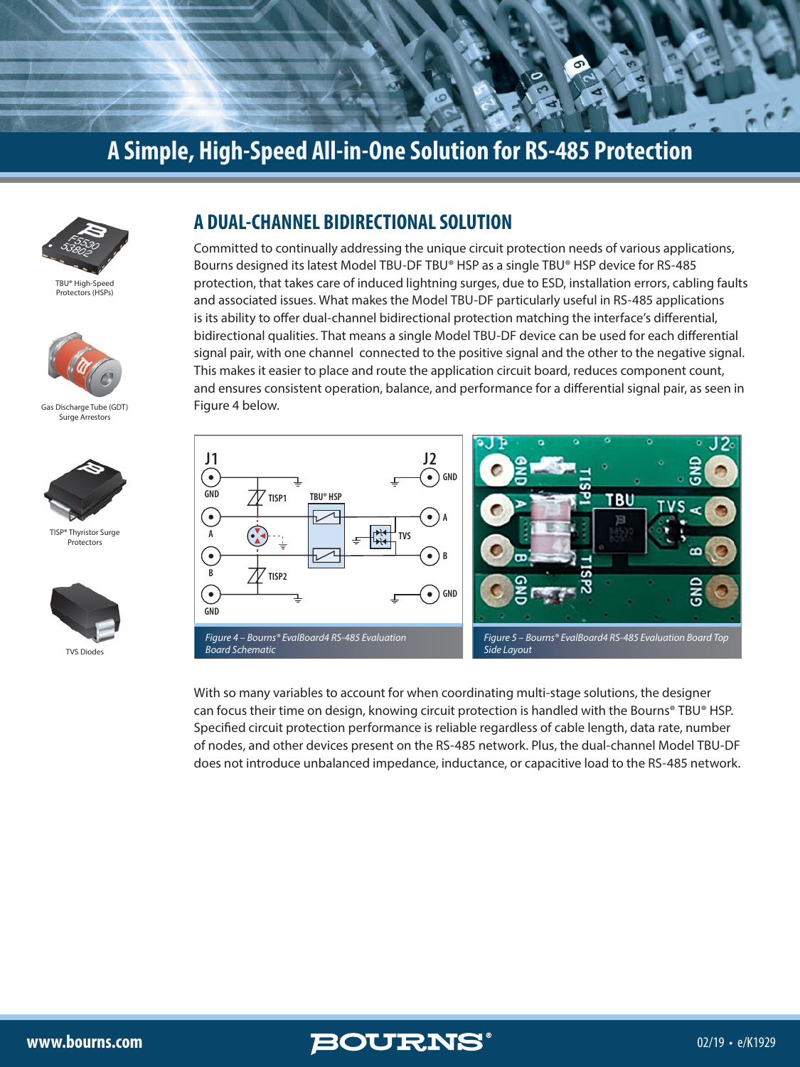# A Simple, High-Speed All-in-One Solution for RS-485 Protection

TBU® High-Speed Protectors (HSPs)

Gas Discharge Tube (GDT) Surge Arrestors

TISP® Thyristor Surge Protectors

TVS Diodes

## A DUAL-CHANNEL BIDIRECTIONAL SOLUTION

Committed to continually addressing the unique circuit protection needs of various applications, Bourns designed its latest Model TBU-DF TBU® HSP as a single TBU® HSP device for RS-485 protection, that takes care of induced lightning surges, due to ESD, installation errors, cabling faults and associated issues. What makes the Model TBU-DF particularly useful in RS-485 applications is its ability to offer dual-channel bidirectional protection matching the interface's differential, bidirectional qualities. That means a single Model TBU-DF device can be used for each differential signal pair, with one channel connected to the positive signal and the other to the negative signal. This makes it easier to place and route the application circuit board, reduces component count, and ensures consistent operation, balance, and performance for a differential signal pair, as seen in Figure 4 below.

*Figure 4 – Bourns® EvalBoard4 RS-485 Evaluation Board Schematic*

*Figure 5 – Bourns® EvalBoard4 RS-485 Evaluation Board Top Side Layout*

With so many variables to account for when coordinating multi-stage solutions, the designer can focus their time on design, knowing circuit protection is handled with the Bourns® TBU® HSP. Specified circuit protection performance is reliable regardless of cable length, data rate, number of nodes, and other devices present on the RS-485 network. Plus, the dual-channel Model TBU-DF does not introduce unbalanced impedance, inductance, or capacitive load to the RS-485 network.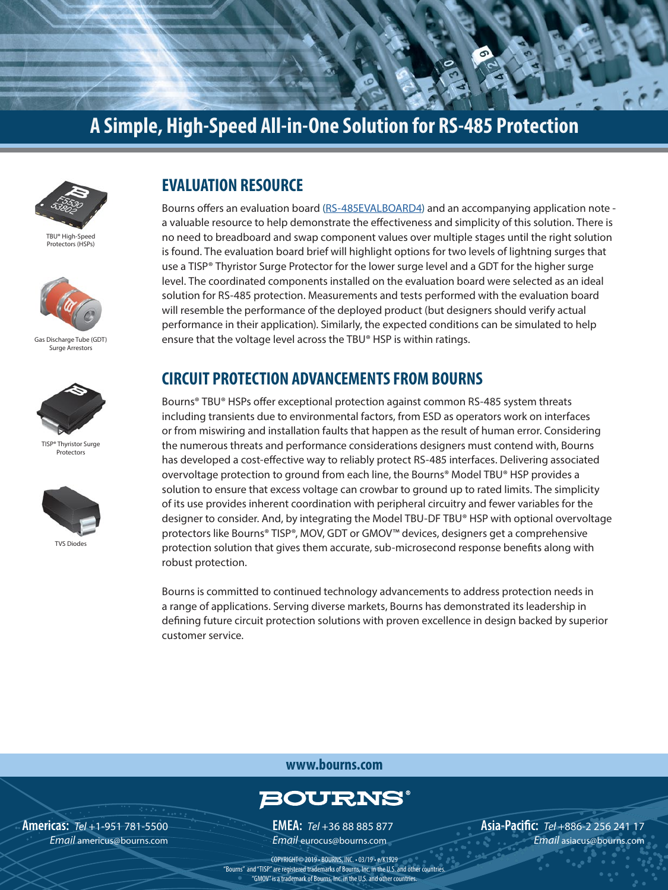# A Simple, High-Speed All-in-One Solution for RS-485 Protection

TBU® High-Speed Protectors (HSPs)

Gas Discharge Tube (GDT) Surge Arrestors

TISP® Thyristor Surge Protectors

TVS Diodes

## EVALUATION RESOURCE

Bourns offers an evaluation board (RS-485EVALBOARD4) and an accompanying application note - a valuable resource to help demonstrate the effectiveness and simplicity of this solution. There is no need to breadboard and swap component values over multiple stages until the right solution is found. The evaluation board brief will highlight options for two levels of lightning surges that use a TISP® Thyristor Surge Protector for the lower surge level and a GDT for the higher surge level. The coordinated components installed on the evaluation board were selected as an ideal solution for RS-485 protection. Measurements and tests performed with the evaluation board will resemble the performance of the deployed product (but designers should verify actual performance in their application). Similarly, the expected conditions can be simulated to help ensure that the voltage level across the TBU® HSP is within ratings.

## CIRCUIT PROTECTION ADVANCEMENTS FROM BOURNS

Bourns® TBU® HSPs offer exceptional protection against common RS-485 system threats including transients due to environmental factors, from ESD as operators work on interfaces or from miswiring and installation faults that happen as the result of human error. Considering the numerous threats and performance considerations designers must contend with, Bourns has developed a cost-effective way to reliably protect RS-485 interfaces. Delivering associated overvoltage protection to ground from each line, the Bourns® Model TBU® HSP provides a solution to ensure that excess voltage can crowbar to ground up to rated limits. The simplicity of its use provides inherent coordination with peripheral circuitry and fewer variables for the designer to consider. And, by integrating the Model TBU-DF TBU® HSP with optional overvoltage protectors like Bourns® TISP®, MOV, GDT or GMOV™ devices, designers get a comprehensive protection solution that gives them accurate, sub-microsecond response benefits along with robust protection.

Bourns is committed to continued technology advancements to address protection needs in a range of applications. Serving diverse markets, Bourns has demonstrated its leadership in defining future circuit protection solutions with proven excellence in design backed by superior customer service.

**www.bourns.com**

BOURNS®

**Americas:** *Tel* +1-951 781-5500
*Email* americus@bourns.com

**EMEA:** *Tel* +36 88 885 877
*Email* eurocus@bourns.com

**Asia-Pacific:** *Tel* +886-2 256 241 17
*Email* asiacus@bourns.com

COPYRIGHT© 2019 • BOURNS, INC. • 03/19 • e/K1929
"Bourns" and "TISP" are registered trademarks of Bourns, Inc. in the U.S. and other countries.
"GMOV" is a trademark of Bourns, Inc. in the U.S. and other countries.